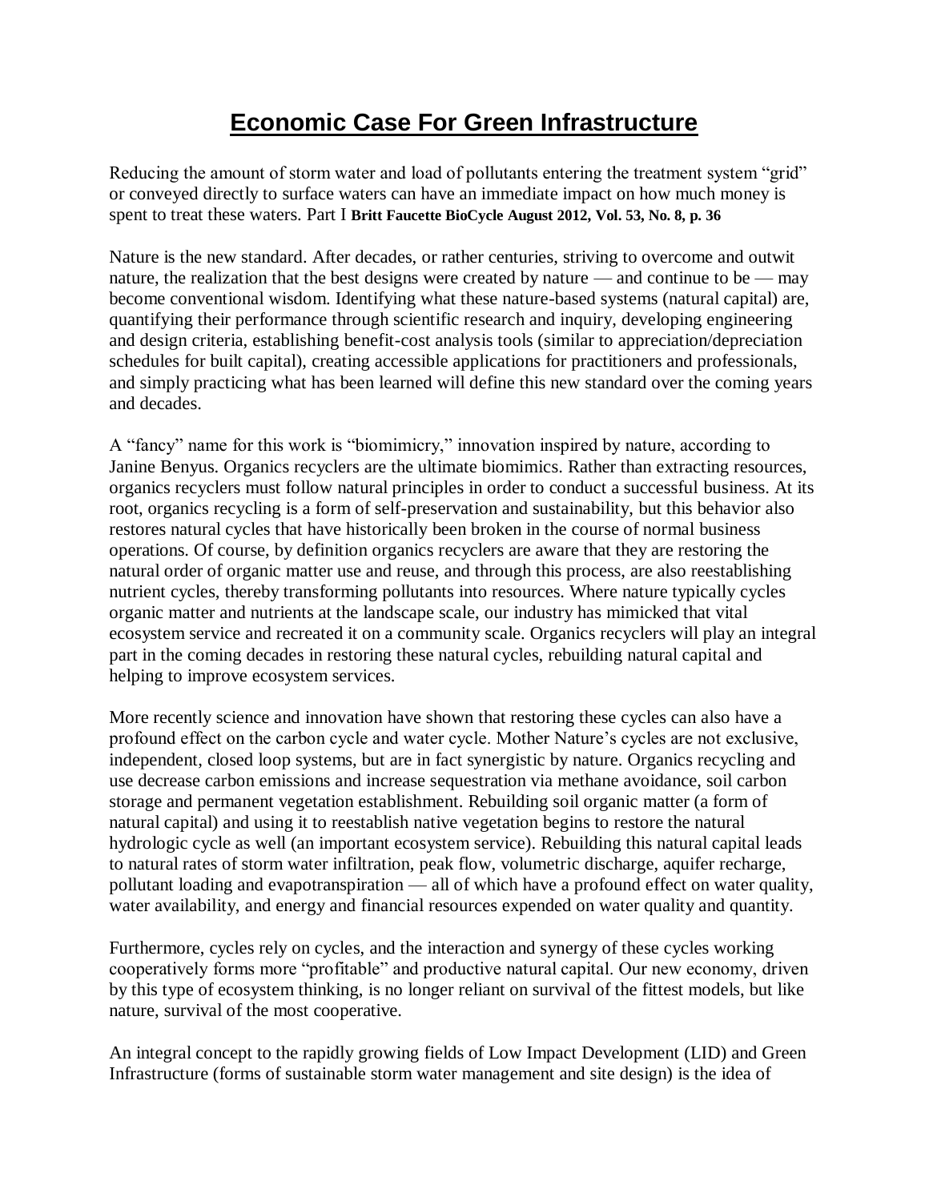# Economic Case For Green Infrastructure

Reducing the amount of storm water and load of pollutants entering the treatment system "grid" or conveyed directly to surface waters can have an immediate impact on how much money is spent to treat these waters. Part I **Britt Faucette BioCycle August 2012, Vol. 53, No. 8, p. 36**

Nature is the new standard. After decades, or rather centuries, striving to overcome and outwit nature, the realization that the best designs were created by nature — and continue to be — may become conventional wisdom. Identifying what these nature-based systems (natural capital) are, quantifying their performance through scientific research and inquiry, developing engineering and design criteria, establishing benefit-cost analysis tools (similar to appreciation/depreciation schedules for built capital), creating accessible applications for practitioners and professionals, and simply practicing what has been learned will define this new standard over the coming years and decades.

A "fancy" name for this work is "biomimicry," innovation inspired by nature, according to Janine Benyus. Organics recyclers are the ultimate biomimics. Rather than extracting resources, organics recyclers must follow natural principles in order to conduct a successful business. At its root, organics recycling is a form of self-preservation and sustainability, but this behavior also restores natural cycles that have historically been broken in the course of normal business operations. Of course, by definition organics recyclers are aware that they are restoring the natural order of organic matter use and reuse, and through this process, are also reestablishing nutrient cycles, thereby transforming pollutants into resources. Where nature typically cycles organic matter and nutrients at the landscape scale, our industry has mimicked that vital ecosystem service and recreated it on a community scale. Organics recyclers will play an integral part in the coming decades in restoring these natural cycles, rebuilding natural capital and helping to improve ecosystem services.

More recently science and innovation have shown that restoring these cycles can also have a profound effect on the carbon cycle and water cycle. Mother Nature's cycles are not exclusive, independent, closed loop systems, but are in fact synergistic by nature. Organics recycling and use decrease carbon emissions and increase sequestration via methane avoidance, soil carbon storage and permanent vegetation establishment. Rebuilding soil organic matter (a form of natural capital) and using it to reestablish native vegetation begins to restore the natural hydrologic cycle as well (an important ecosystem service). Rebuilding this natural capital leads to natural rates of storm water infiltration, peak flow, volumetric discharge, aquifer recharge, pollutant loading and evapotranspiration — all of which have a profound effect on water quality, water availability, and energy and financial resources expended on water quality and quantity.

Furthermore, cycles rely on cycles, and the interaction and synergy of these cycles working cooperatively forms more "profitable" and productive natural capital. Our new economy, driven by this type of ecosystem thinking, is no longer reliant on survival of the fittest models, but like nature, survival of the most cooperative.

An integral concept to the rapidly growing fields of Low Impact Development (LID) and Green Infrastructure (forms of sustainable storm water management and site design) is the idea of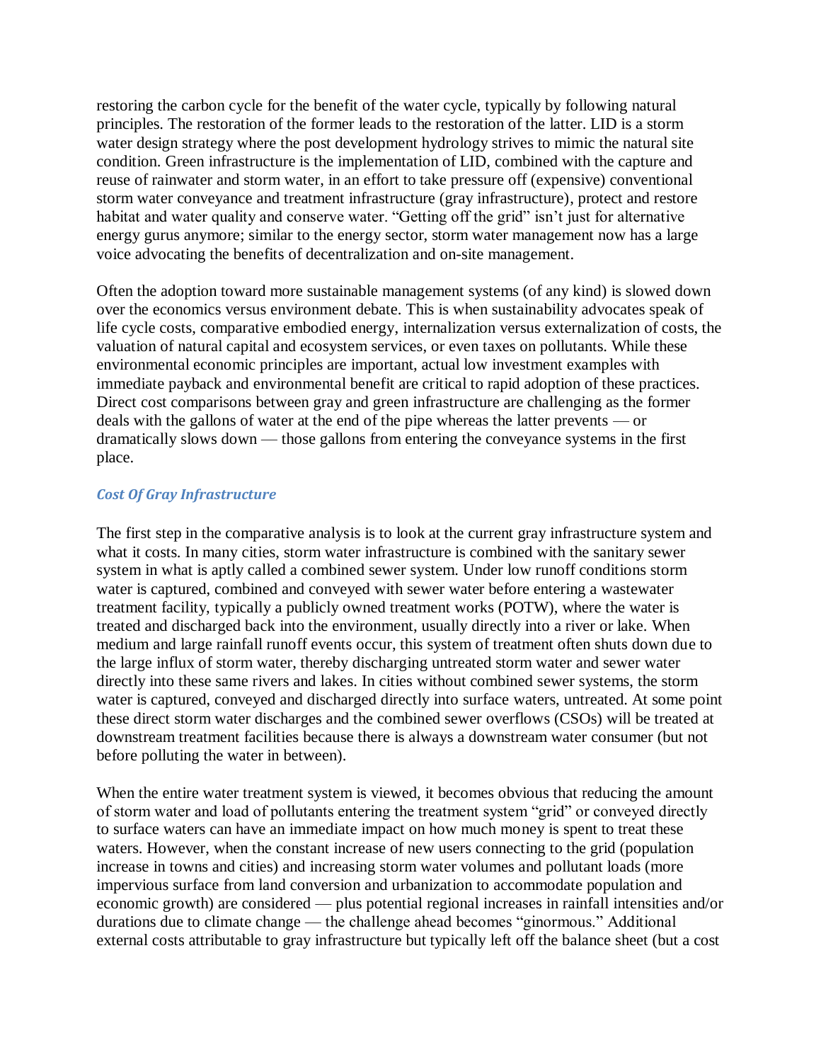restoring the carbon cycle for the benefit of the water cycle, typically by following natural principles. The restoration of the former leads to the restoration of the latter. LID is a storm water design strategy where the post development hydrology strives to mimic the natural site condition. Green infrastructure is the implementation of LID, combined with the capture and reuse of rainwater and storm water, in an effort to take pressure off (expensive) conventional storm water conveyance and treatment infrastructure (gray infrastructure), protect and restore habitat and water quality and conserve water. "Getting off the grid" isn't just for alternative energy gurus anymore; similar to the energy sector, storm water management now has a large voice advocating the benefits of decentralization and on-site management.

Often the adoption toward more sustainable management systems (of any kind) is slowed down over the economics versus environment debate. This is when sustainability advocates speak of life cycle costs, comparative embodied energy, internalization versus externalization of costs, the valuation of natural capital and ecosystem services, or even taxes on pollutants. While these environmental economic principles are important, actual low investment examples with immediate payback and environmental benefit are critical to rapid adoption of these practices. Direct cost comparisons between gray and green infrastructure are challenging as the former deals with the gallons of water at the end of the pipe whereas the latter prevents — or dramatically slows down — those gallons from entering the conveyance systems in the first place.

### *Cost Of Gray Infrastructure*

The first step in the comparative analysis is to look at the current gray infrastructure system and what it costs. In many cities, storm water infrastructure is combined with the sanitary sewer system in what is aptly called a combined sewer system. Under low runoff conditions storm water is captured, combined and conveyed with sewer water before entering a wastewater treatment facility, typically a publicly owned treatment works (POTW), where the water is treated and discharged back into the environment, usually directly into a river or lake. When medium and large rainfall runoff events occur, this system of treatment often shuts down due to the large influx of storm water, thereby discharging untreated storm water and sewer water directly into these same rivers and lakes. In cities without combined sewer systems, the storm water is captured, conveyed and discharged directly into surface waters, untreated. At some point these direct storm water discharges and the combined sewer overflows (CSOs) will be treated at downstream treatment facilities because there is always a downstream water consumer (but not before polluting the water in between).

When the entire water treatment system is viewed, it becomes obvious that reducing the amount of storm water and load of pollutants entering the treatment system "grid" or conveyed directly to surface waters can have an immediate impact on how much money is spent to treat these waters. However, when the constant increase of new users connecting to the grid (population increase in towns and cities) and increasing storm water volumes and pollutant loads (more impervious surface from land conversion and urbanization to accommodate population and economic growth) are considered — plus potential regional increases in rainfall intensities and/or durations due to climate change — the challenge ahead becomes "ginormous." Additional external costs attributable to gray infrastructure but typically left off the balance sheet (but a cost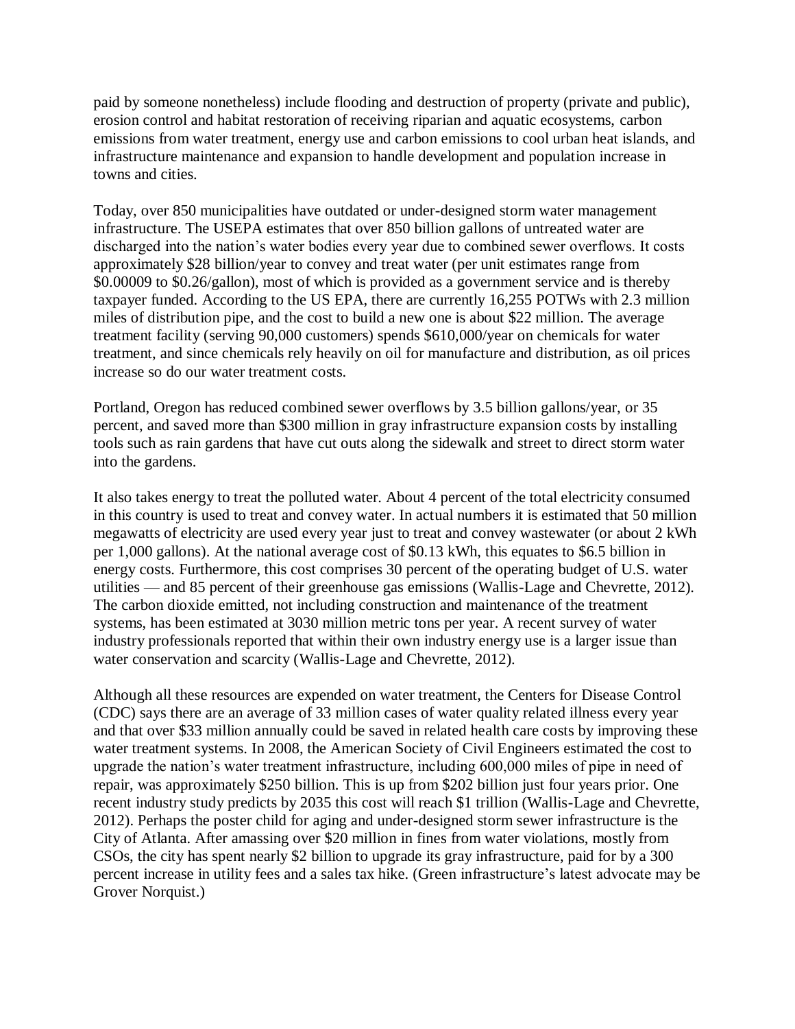paid by someone nonetheless) include flooding and destruction of property (private and public), erosion control and habitat restoration of receiving riparian and aquatic ecosystems, carbon emissions from water treatment, energy use and carbon emissions to cool urban heat islands, and infrastructure maintenance and expansion to handle development and population increase in towns and cities.

Today, over 850 municipalities have outdated or under-designed storm water management infrastructure. The USEPA estimates that over 850 billion gallons of untreated water are discharged into the nation's water bodies every year due to combined sewer overflows. It costs approximately $28 billion/year to convey and treat water (per unit estimates range from $0.00009 to $0.26/gallon), most of which is provided as a government service and is thereby taxpayer funded. According to the US EPA, there are currently 16,255 POTWs with 2.3 million miles of distribution pipe, and the cost to build a new one is about $22 million. The average treatment facility (serving 90,000 customers) spends $610,000/year on chemicals for water treatment, and since chemicals rely heavily on oil for manufacture and distribution, as oil prices increase so do our water treatment costs.

Portland, Oregon has reduced combined sewer overflows by 3.5 billion gallons/year, or 35 percent, and saved more than $300 million in gray infrastructure expansion costs by installing tools such as rain gardens that have cut outs along the sidewalk and street to direct storm water into the gardens.

It also takes energy to treat the polluted water. About 4 percent of the total electricity consumed in this country is used to treat and convey water. In actual numbers it is estimated that 50 million megawatts of electricity are used every year just to treat and convey wastewater (or about 2 kWh per 1,000 gallons). At the national average cost of $0.13 kWh, this equates to $6.5 billion in energy costs. Furthermore, this cost comprises 30 percent of the operating budget of U.S. water utilities — and 85 percent of their greenhouse gas emissions (Wallis-Lage and Chevrette, 2012). The carbon dioxide emitted, not including construction and maintenance of the treatment systems, has been estimated at 3030 million metric tons per year. A recent survey of water industry professionals reported that within their own industry energy use is a larger issue than water conservation and scarcity (Wallis-Lage and Chevrette, 2012).

Although all these resources are expended on water treatment, the Centers for Disease Control (CDC) says there are an average of 33 million cases of water quality related illness every year and that over $33 million annually could be saved in related health care costs by improving these water treatment systems. In 2008, the American Society of Civil Engineers estimated the cost to upgrade the nation's water treatment infrastructure, including 600,000 miles of pipe in need of repair, was approximately $250 billion. This is up from $202 billion just four years prior. One recent industry study predicts by 2035 this cost will reach $1 trillion (Wallis-Lage and Chevrette, 2012). Perhaps the poster child for aging and under-designed storm sewer infrastructure is the City of Atlanta. After amassing over $20 million in fines from water violations, mostly from CSOs, the city has spent nearly $2 billion to upgrade its gray infrastructure, paid for by a 300 percent increase in utility fees and a sales tax hike. (Green infrastructure's latest advocate may be Grover Norquist.)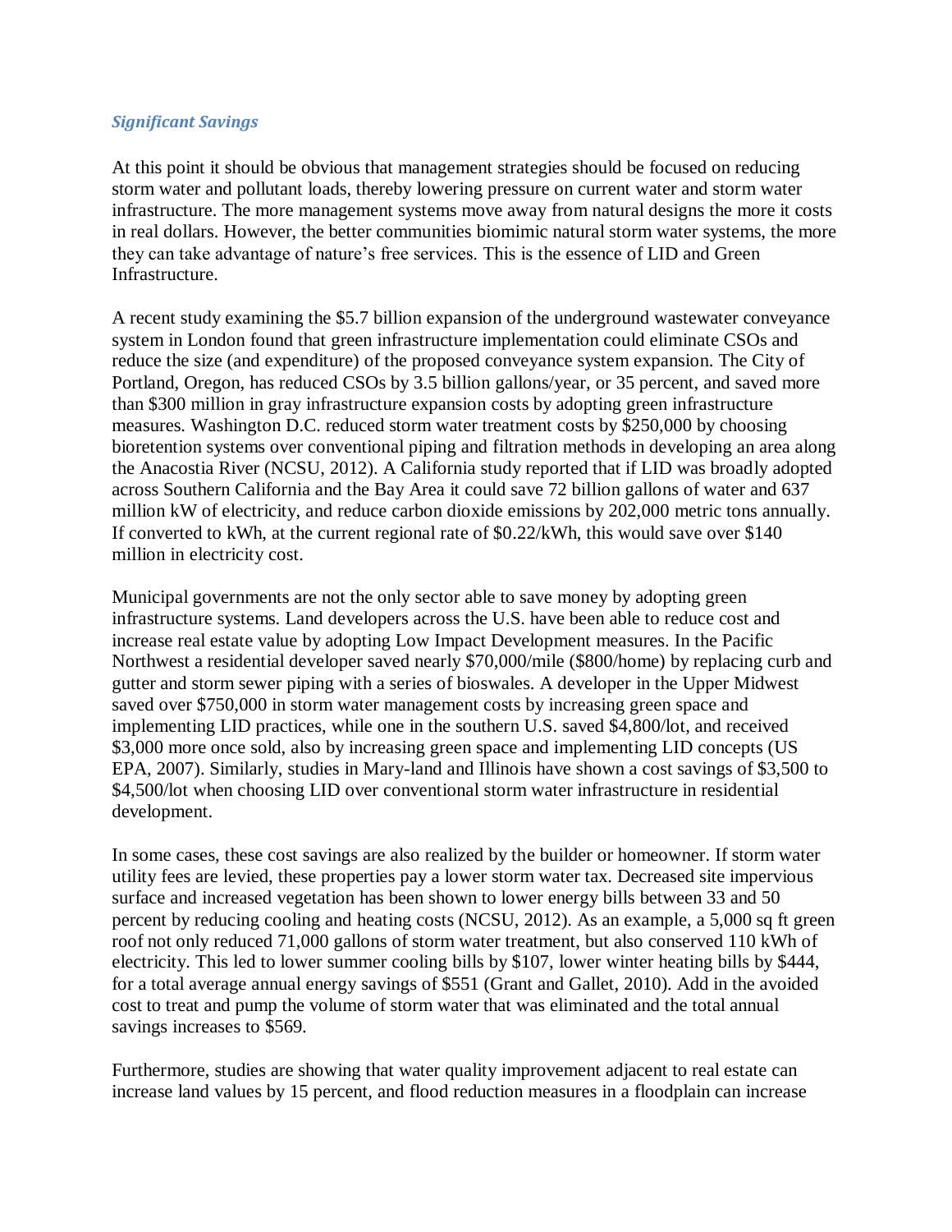### *Significant Savings*

At this point it should be obvious that management strategies should be focused on reducing storm water and pollutant loads, thereby lowering pressure on current water and storm water infrastructure. The more management systems move away from natural designs the more it costs in real dollars. However, the better communities biomimic natural storm water systems, the more they can take advantage of nature's free services. This is the essence of LID and Green Infrastructure.

A recent study examining the $5.7 billion expansion of the underground wastewater conveyance system in London found that green infrastructure implementation could eliminate CSOs and reduce the size (and expenditure) of the proposed conveyance system expansion. The City of Portland, Oregon, has reduced CSOs by 3.5 billion gallons/year, or 35 percent, and saved more than $300 million in gray infrastructure expansion costs by adopting green infrastructure measures. Washington D.C. reduced storm water treatment costs by $250,000 by choosing bioretention systems over conventional piping and filtration methods in developing an area along the Anacostia River (NCSU, 2012). A California study reported that if LID was broadly adopted across Southern California and the Bay Area it could save 72 billion gallons of water and 637 million kW of electricity, and reduce carbon dioxide emissions by 202,000 metric tons annually. If converted to kWh, at the current regional rate of $0.22/kWh, this would save over $140 million in electricity cost.

Municipal governments are not the only sector able to save money by adopting green infrastructure systems. Land developers across the U.S. have been able to reduce cost and increase real estate value by adopting Low Impact Development measures. In the Pacific Northwest a residential developer saved nearly $70,000/mile ($800/home) by replacing curb and gutter and storm sewer piping with a series of bioswales. A developer in the Upper Midwest saved over $750,000 in storm water management costs by increasing green space and implementing LID practices, while one in the southern U.S. saved $4,800/lot, and received $3,000 more once sold, also by increasing green space and implementing LID concepts (US EPA, 2007). Similarly, studies in Mary-land and Illinois have shown a cost savings of $3,500 to $4,500/lot when choosing LID over conventional storm water infrastructure in residential development.

In some cases, these cost savings are also realized by the builder or homeowner. If storm water utility fees are levied, these properties pay a lower storm water tax. Decreased site impervious surface and increased vegetation has been shown to lower energy bills between 33 and 50 percent by reducing cooling and heating costs (NCSU, 2012). As an example, a 5,000 sq ft green roof not only reduced 71,000 gallons of storm water treatment, but also conserved 110 kWh of electricity. This led to lower summer cooling bills by $107, lower winter heating bills by $444, for a total average annual energy savings of $551 (Grant and Gallet, 2010). Add in the avoided cost to treat and pump the volume of storm water that was eliminated and the total annual savings increases to $569.

Furthermore, studies are showing that water quality improvement adjacent to real estate can increase land values by 15 percent, and flood reduction measures in a floodplain can increase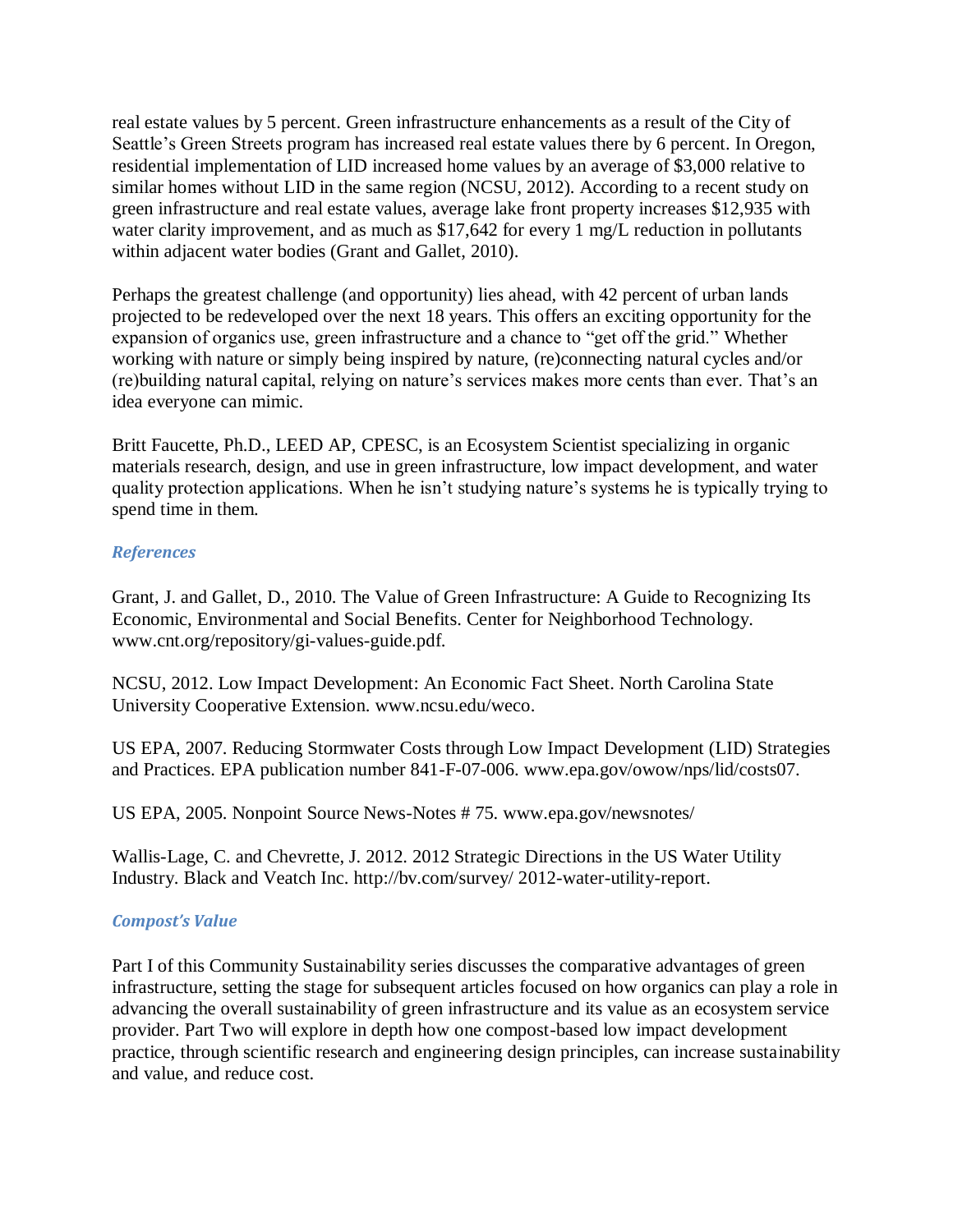real estate values by 5 percent. Green infrastructure enhancements as a result of the City of Seattle's Green Streets program has increased real estate values there by 6 percent. In Oregon, residential implementation of LID increased home values by an average of $3,000 relative to similar homes without LID in the same region (NCSU, 2012). According to a recent study on green infrastructure and real estate values, average lake front property increases $12,935 with water clarity improvement, and as much as $17,642 for every 1 mg/L reduction in pollutants within adjacent water bodies (Grant and Gallet, 2010).

Perhaps the greatest challenge (and opportunity) lies ahead, with 42 percent of urban lands projected to be redeveloped over the next 18 years. This offers an exciting opportunity for the expansion of organics use, green infrastructure and a chance to "get off the grid." Whether working with nature or simply being inspired by nature, (re)connecting natural cycles and/or (re)building natural capital, relying on nature's services makes more cents than ever. That's an idea everyone can mimic.

Britt Faucette, Ph.D., LEED AP, CPESC, is an Ecosystem Scientist specializing in organic materials research, design, and use in green infrastructure, low impact development, and water quality protection applications. When he isn't studying nature's systems he is typically trying to spend time in them.

### *References*

Grant, J. and Gallet, D., 2010. The Value of Green Infrastructure: A Guide to Recognizing Its Economic, Environmental and Social Benefits. Center for Neighborhood Technology. www.cnt.org/repository/gi-values-guide.pdf.

NCSU, 2012. Low Impact Development: An Economic Fact Sheet. North Carolina State University Cooperative Extension. www.ncsu.edu/weco.

US EPA, 2007. Reducing Stormwater Costs through Low Impact Development (LID) Strategies and Practices. EPA publication number 841-F-07-006. www.epa.gov/owow/nps/lid/costs07.

US EPA, 2005. Nonpoint Source News-Notes # 75. www.epa.gov/newsnotes/

Wallis-Lage, C. and Chevrette, J. 2012. 2012 Strategic Directions in the US Water Utility Industry. Black and Veatch Inc. http://bv.com/survey/ 2012-water-utility-report.

### *Compost's Value*

Part I of this Community Sustainability series discusses the comparative advantages of green infrastructure, setting the stage for subsequent articles focused on how organics can play a role in advancing the overall sustainability of green infrastructure and its value as an ecosystem service provider. Part Two will explore in depth how one compost-based low impact development practice, through scientific research and engineering design principles, can increase sustainability and value, and reduce cost.